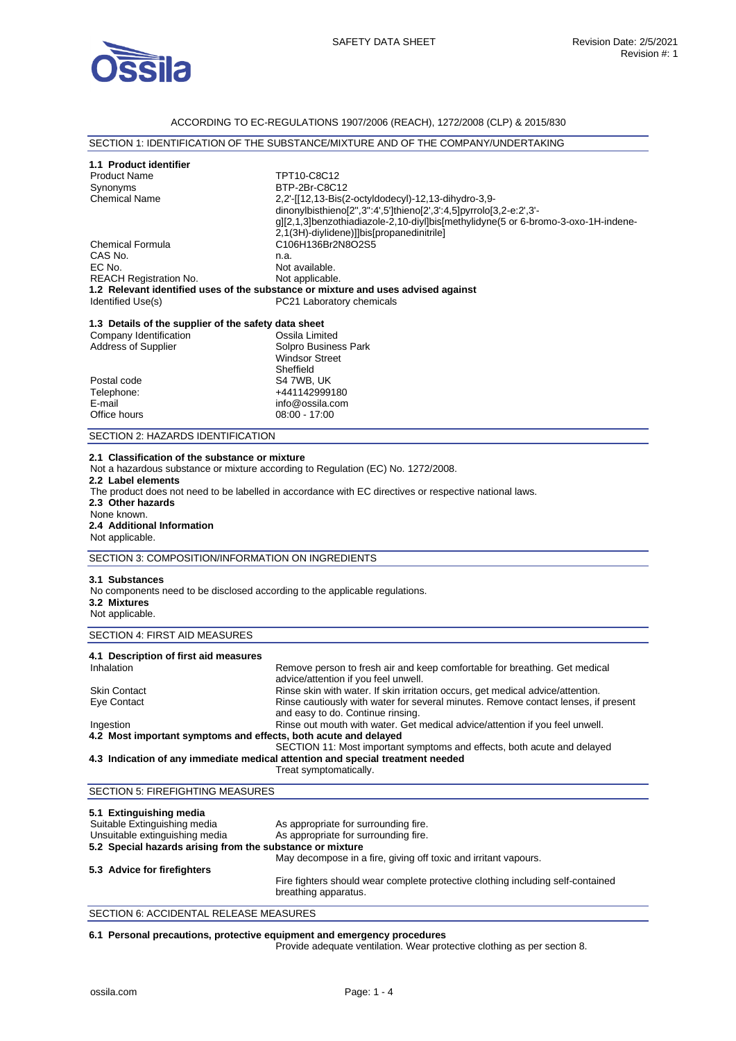ACCORDING TO EC-REGULATIONS 1907/2006 (REACH), 1272/2008 (CLP) & 2015/830

## SECTION 1: IDENTIFICATION OF THE SUBSTANCE/MIXTURE AND OF THE COMPANY/UNDERTAKING

### 1.1 Product identifier

| | |
|---|---|
| Product Name | TPT10-C8C12 |
| Synonyms | BTP-2Br-C8C12 |
| Chemical Name | 2,2'-[[12,13-Bis(2-octyldodecyl)-12,13-dihydro-3,9-dinonylbisthieno[2'',3'':4',5']thieno[2',3':4,5]pyrrolo[3,2-e:2',3'-g][2,1,3]benzothiadiazole-2,10-diyl]bis[methylidyne(5 or 6-bromo-3-oxo-1H-indene-2,1(3H)-diylidene)]]bis[propanedinitrile] |
| Chemical Formula | $C_{106}H_{136}Br_2N_8O_2S_5$ |
| CAS No. | n.a. |
| EC No. | Not available. |
| REACH Registration No. | Not applicable. |

### 1.2 Relevant identified uses of the substance or mixture and uses advised against

| | |
|---|---|
| Identified Use(s) | PC21 Laboratory chemicals |

### 1.3 Details of the supplier of the safety data sheet

| | |
|---|---|
| Company Identification | Ossila Limited |
| Address of Supplier | Solpro Business Park<br>Windsor Street<br>Sheffield |
| Postal code | S4 7WB, UK |
| Telephone: | +441142999180 |
| E-mail | info@ossila.com |
| Office hours | 08:00 - 17:00 |

## SECTION 2: HAZARDS IDENTIFICATION

### 2.1 Classification of the substance or mixture

Not a hazardous substance or mixture according to Regulation (EC) No. 1272/2008.

### 2.2 Label elements

The product does not need to be labelled in accordance with EC directives or respective national laws.

### 2.3 Other hazards

None known.

### 2.4 Additional Information

Not applicable.

## SECTION 3: COMPOSITION/INFORMATION ON INGREDIENTS

### 3.1 Substances

No components need to be disclosed according to the applicable regulations.

### 3.2 Mixtures

Not applicable.

## SECTION 4: FIRST AID MEASURES

### 4.1 Description of first aid measures

| | |
|---|---|
| Inhalation | Remove person to fresh air and keep comfortable for breathing. Get medical advice/attention if you feel unwell. |
| Skin Contact | Rinse skin with water. If skin irritation occurs, get medical advice/attention. |
| Eye Contact | Rinse cautiously with water for several minutes. Remove contact lenses, if present and easy to do. Continue rinsing. |
| Ingestion | Rinse out mouth with water. Get medical advice/attention if you feel unwell. |

### 4.2 Most important symptoms and effects, both acute and delayed

SECTION 11: Most important symptoms and effects, both acute and delayed

### 4.3 Indication of any immediate medical attention and special treatment needed

Treat symptomatically.

## SECTION 5: FIREFIGHTING MEASURES

### 5.1 Extinguishing media

| | |
|---|---|
| Suitable Extinguishing media | As appropriate for surrounding fire. |
| Unsuitable extinguishing media | As appropriate for surrounding fire. |

### 5.2 Special hazards arising from the substance or mixture

May decompose in a fire, giving off toxic and irritant vapours.

### 5.3 Advice for firefighters

Fire fighters should wear complete protective clothing including self-contained breathing apparatus.

## SECTION 6: ACCIDENTAL RELEASE MEASURES

### 6.1 Personal precautions, protective equipment and emergency procedures

Provide adequate ventilation. Wear protective clothing as per section 8.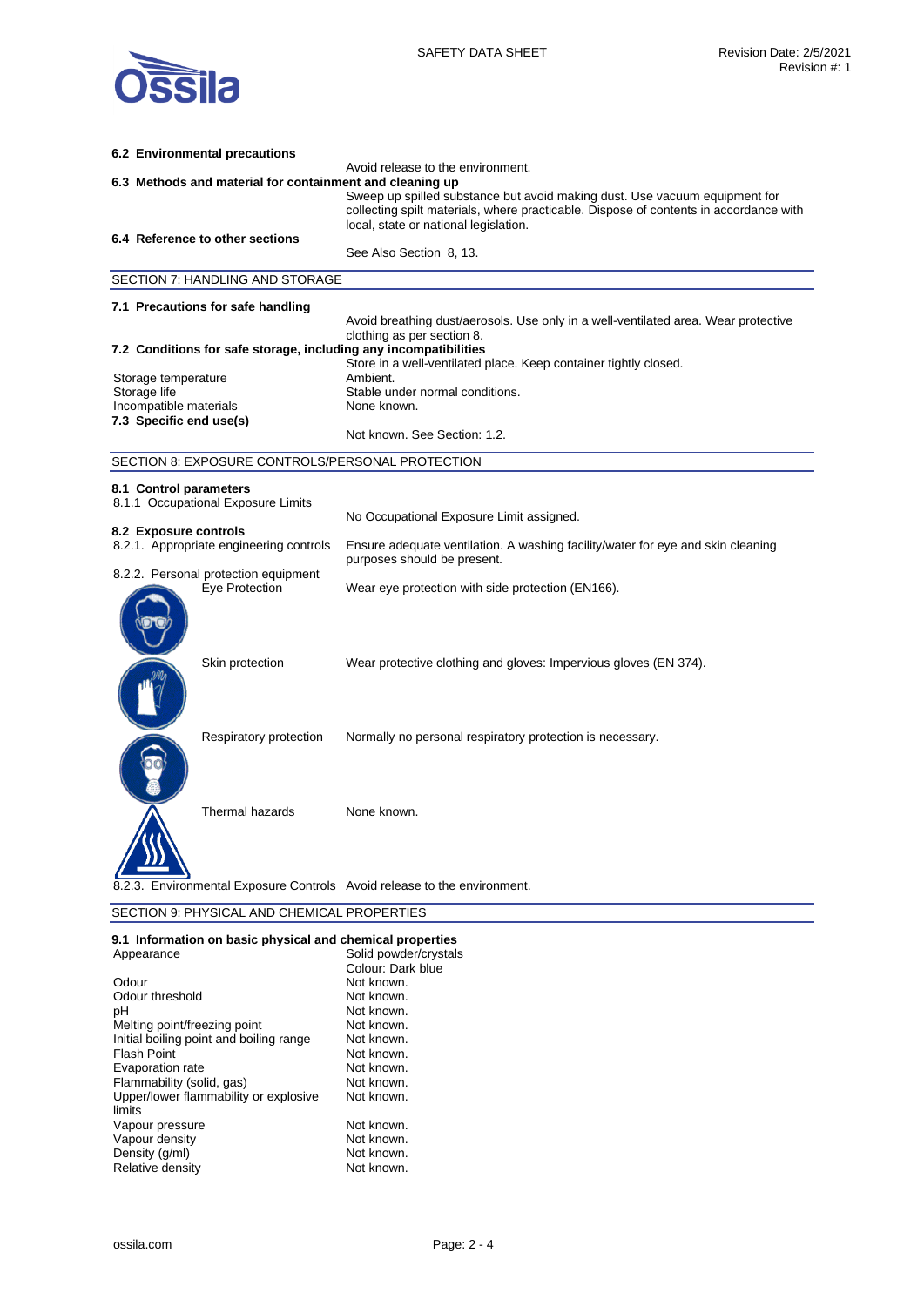### 6.2 Environmental precautions

Avoid release to the environment.

### 6.3 Methods and material for containment and cleaning up

Sweep up spilled substance but avoid making dust. Use vacuum equipment for collecting spilt materials, where practicable. Dispose of contents in accordance with local, state or national legislation.

### 6.4 Reference to other sections

See Also Section 8, 13.

## SECTION 7: HANDLING AND STORAGE

### 7.1 Precautions for safe handling

Avoid breathing dust/aerosols. Use only in a well-ventilated area. Wear protective clothing as per section 8.

### 7.2 Conditions for safe storage, including any incompatibilities

Store in a well-ventilated place. Keep container tightly closed.

| | |
|---|---|
| Storage temperature | Ambient. |
| Storage life | Stable under normal conditions. |
| Incompatible materials | None known. |

### 7.3 Specific end use(s)

Not known. See Section: 1.2.

## SECTION 8: EXPOSURE CONTROLS/PERSONAL PROTECTION

### 8.1 Control parameters

8.1.1 Occupational Exposure Limits

No Occupational Exposure Limit assigned.

### 8.2 Exposure controls

| | |
|---|---|
| 8.2.1. Appropriate engineering controls | Ensure adequate ventilation. A washing facility/water for eye and skin cleaning purposes should be present. |
| 8.2.2. Personal protection equipment | |
| Eye Protection | Wear eye protection with side protection (EN166). |
| Skin protection | Wear protective clothing and gloves: Impervious gloves (EN 374). |
| Respiratory protection | Normally no personal respiratory protection is necessary. |
| Thermal hazards | None known. |
| 8.2.3. Environmental Exposure Controls | Avoid release to the environment. |

## SECTION 9: PHYSICAL AND CHEMICAL PROPERTIES

### 9.1 Information on basic physical and chemical properties

| | |
|---|---|
| Appearance | Solid powder/crystals<br>Colour: Dark blue |
| Odour | Not known. |
| Odour threshold | Not known. |
| pH | Not known. |
| Melting point/freezing point | Not known. |
| Initial boiling point and boiling range | Not known. |
| Flash Point | Not known. |
| Evaporation rate | Not known. |
| Flammability (solid, gas) | Not known. |
| Upper/lower flammability or explosive limits | Not known. |
| Vapour pressure | Not known. |
| Vapour density | Not known. |
| Density (g/ml) | Not known. |
| Relative density | Not known. |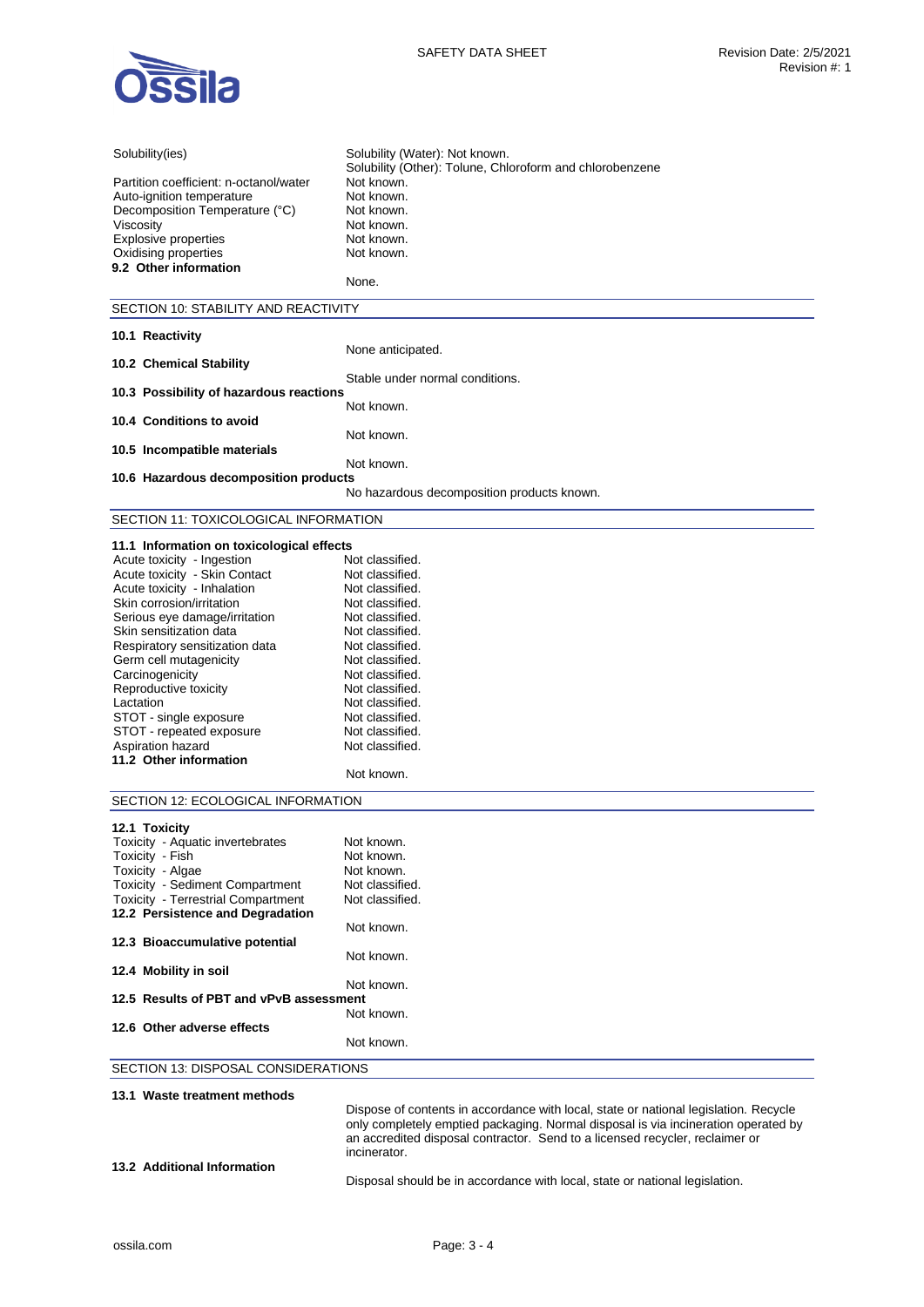| | |
|---|---|
| Solubility(ies) | Solubility (Water): Not known.<br>Solubility (Other): Tolune, Chloroform and chlorobenzene |
| Partition coefficient: n-octanol/water | Not known. |
| Auto-ignition temperature | Not known. |
| Decomposition Temperature (°C) | Not known. |
| Viscosity | Not known. |
| Explosive properties | Not known. |
| Oxidising properties | Not known. |

**9.2 Other information**

None.

## SECTION 10: STABILITY AND REACTIVITY

**10.1 Reactivity**

None anticipated.

**10.2 Chemical Stability**

Stable under normal conditions.

**10.3 Possibility of hazardous reactions**

Not known.

**10.4 Conditions to avoid**

Not known.

**10.5 Incompatible materials**

Not known.

**10.6 Hazardous decomposition products**

No hazardous decomposition products known.

## SECTION 11: TOXICOLOGICAL INFORMATION

**11.1 Information on toxicological effects**

| | |
|---|---|
| Acute toxicity - Ingestion | Not classified. |
| Acute toxicity - Skin Contact | Not classified. |
| Acute toxicity - Inhalation | Not classified. |
| Skin corrosion/irritation | Not classified. |
| Serious eye damage/irritation | Not classified. |
| Skin sensitization data | Not classified. |
| Respiratory sensitization data | Not classified. |
| Germ cell mutagenicity | Not classified. |
| Carcinogenicity | Not classified. |
| Reproductive toxicity | Not classified. |
| Lactation | Not classified. |
| STOT - single exposure | Not classified. |
| STOT - repeated exposure | Not classified. |
| Aspiration hazard | Not classified. |

**11.2 Other information**

Not known.

## SECTION 12: ECOLOGICAL INFORMATION

**12.1 Toxicity**

| | |
|---|---|
| Toxicity - Aquatic invertebrates | Not known. |
| Toxicity - Fish | Not known. |
| Toxicity - Algae | Not known. |
| Toxicity - Sediment Compartment | Not classified. |
| Toxicity - Terrestrial Compartment | Not classified. |

**12.2 Persistence and Degradation**

Not known.

**12.3 Bioaccumulative potential**

Not known.

**12.4 Mobility in soil**

Not known.

**12.5 Results of PBT and vPvB assessment**

Not known.

**12.6 Other adverse effects**

Not known.

## SECTION 13: DISPOSAL CONSIDERATIONS

**13.1 Waste treatment methods**

Dispose of contents in accordance with local, state or national legislation. Recycle only completely emptied packaging. Normal disposal is via incineration operated by an accredited disposal contractor. Send to a licensed recycler, reclaimer or incinerator.

**13.2 Additional Information**

Disposal should be in accordance with local, state or national legislation.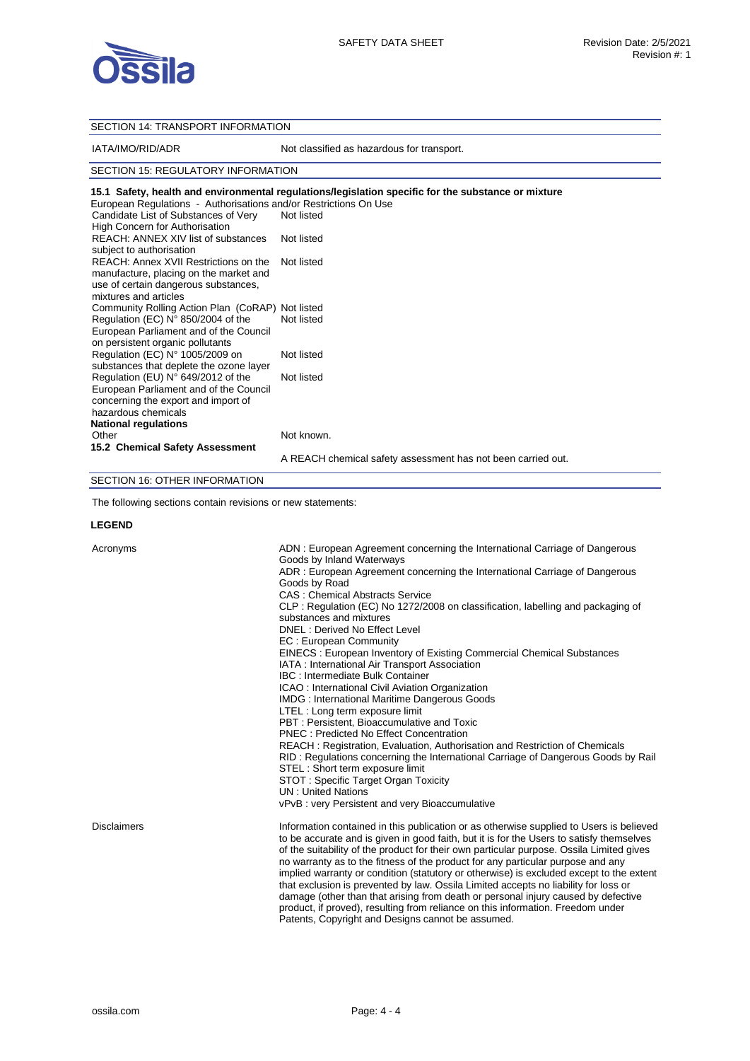## SECTION 14: TRANSPORT INFORMATION

| | |
|---|---|
| IATA/IMO/RID/ADR | Not classified as hazardous for transport. |

## SECTION 15: REGULATORY INFORMATION

**15.1 Safety, health and environmental regulations/legislation specific for the substance or mixture**

European Regulations - Authorisations and/or Restrictions On Use

| | |
|---|---|
| Candidate List of Substances of Very High Concern for Authorisation | Not listed |
| REACH: ANNEX XIV list of substances subject to authorisation | Not listed |
| REACH: Annex XVII Restrictions on the manufacture, placing on the market and use of certain dangerous substances, mixtures and articles | Not listed |
| Community Rolling Action Plan (CoRAP) | Not listed |
| Regulation (EC) N° 850/2004 of the European Parliament and of the Council on persistent organic pollutants | Not listed |
| Regulation (EC) N° 1005/2009 on substances that deplete the ozone layer | Not listed |
| Regulation (EU) N° 649/2012 of the European Parliament and of the Council concerning the export and import of hazardous chemicals | Not listed |

**National regulations**

| | |
|---|---|
| Other | Not known. |

**15.2 Chemical Safety Assessment**

A REACH chemical safety assessment has not been carried out.

## SECTION 16: OTHER INFORMATION

The following sections contain revisions or new statements:

**LEGEND**

Acronyms

ADN : European Agreement concerning the International Carriage of Dangerous Goods by Inland Waterways
ADR : European Agreement concerning the International Carriage of Dangerous Goods by Road
CAS : Chemical Abstracts Service
CLP : Regulation (EC) No 1272/2008 on classification, labelling and packaging of substances and mixtures
DNEL : Derived No Effect Level
EC : European Community
EINECS : European Inventory of Existing Commercial Chemical Substances
IATA : International Air Transport Association
IBC : Intermediate Bulk Container
ICAO : International Civil Aviation Organization
IMDG : International Maritime Dangerous Goods
LTEL : Long term exposure limit
PBT : Persistent, Bioaccumulative and Toxic
PNEC : Predicted No Effect Concentration
REACH : Registration, Evaluation, Authorisation and Restriction of Chemicals
RID : Regulations concerning the International Carriage of Dangerous Goods by Rail
STEL : Short term exposure limit
STOT : Specific Target Organ Toxicity
UN : United Nations
vPvB : very Persistent and very Bioaccumulative

Disclaimers

Information contained in this publication or as otherwise supplied to Users is believed to be accurate and is given in good faith, but it is for the Users to satisfy themselves of the suitability of the product for their own particular purpose. Ossila Limited gives no warranty as to the fitness of the product for any particular purpose and any implied warranty or condition (statutory or otherwise) is excluded except to the extent that exclusion is prevented by law. Ossila Limited accepts no liability for loss or damage (other than that arising from death or personal injury caused by defective product, if proved), resulting from reliance on this information. Freedom under Patents, Copyright and Designs cannot be assumed.